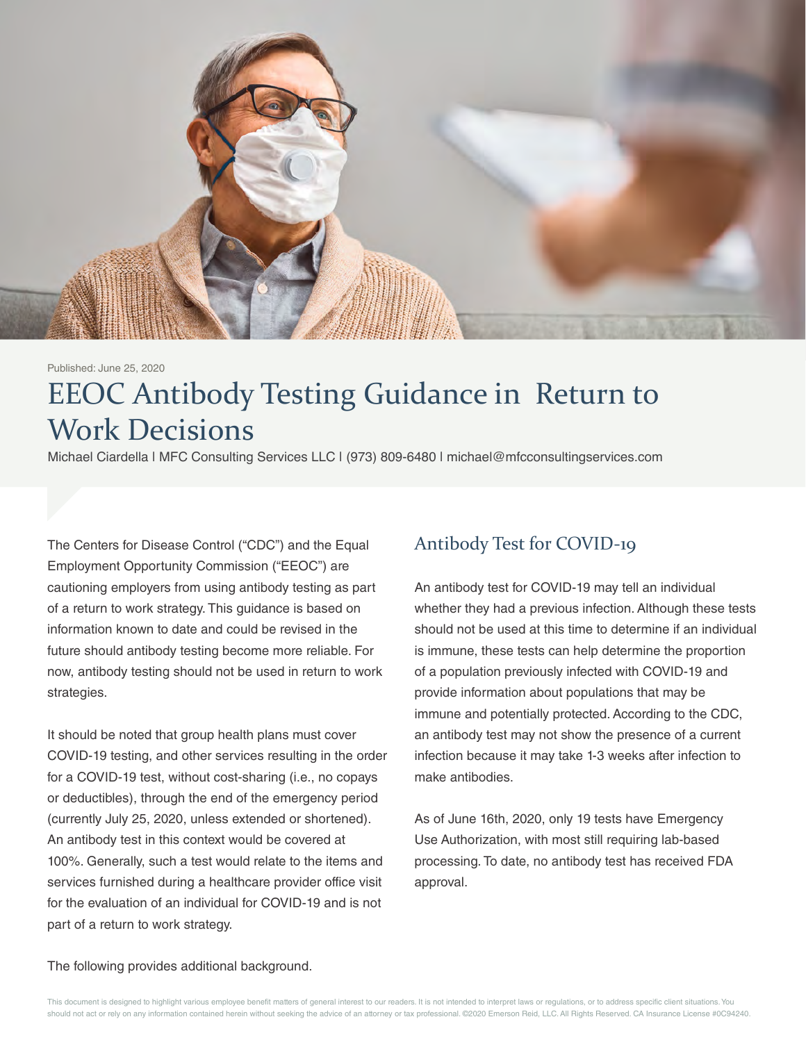Published: June 25, 2020

# EEOC Antibody Testing Guidance in Return to Work Decisions

Michael Ciardella | MFC Consulting Services LLC | (973) 809-6480 | michael@mfcconsultingservices.com

The Centers for Disease Control ("CDC") and the Equal Employment Opportunity Commission ("EEOC") are cautioning employers from using antibody testing as part of a return to work strategy. This guidance is based on information known to date and could be revised in the future should antibody testing become more reliable. For now, antibody testing should not be used in return to work strategies.

It should be noted that group health plans must cover COVID-19 testing, and other services resulting in the order for a COVID-19 test, without cost-sharing (i.e., no copays or deductibles), through the end of the emergency period (currently July 25, 2020, unless extended or shortened). An antibody test in this context would be covered at 100%. Generally, such a test would relate to the items and services furnished during a healthcare provider office visit for the evaluation of an individual for COVID-19 and is not part of a return to work strategy.

The following provides additional background.

## Antibody Test for COVID-19

An antibody test for COVID-19 may tell an individual whether they had a previous infection. Although these tests should not be used at this time to determine if an individual is immune, these tests can help determine the proportion of a population previously infected with COVID-19 and provide information about populations that may be immune and potentially protected. According to the CDC, an antibody test may not show the presence of a current infection because it may take 1-3 weeks after infection to make antibodies.

As of June 16th, 2020, only 19 tests have Emergency Use Authorization, with most still requiring lab-based processing. To date, no antibody test has received FDA approval.

This document is designed to highlight various employee benefit matters of general interest to our readers. It is not intended to interpret laws or regulations, or to address specific client situations. You should not act or rely on any information contained herein without seeking the advice of an attorney or tax professional. ©2020 Emerson Reid, LLC. All Rights Reserved. CA Insurance License #0C94240.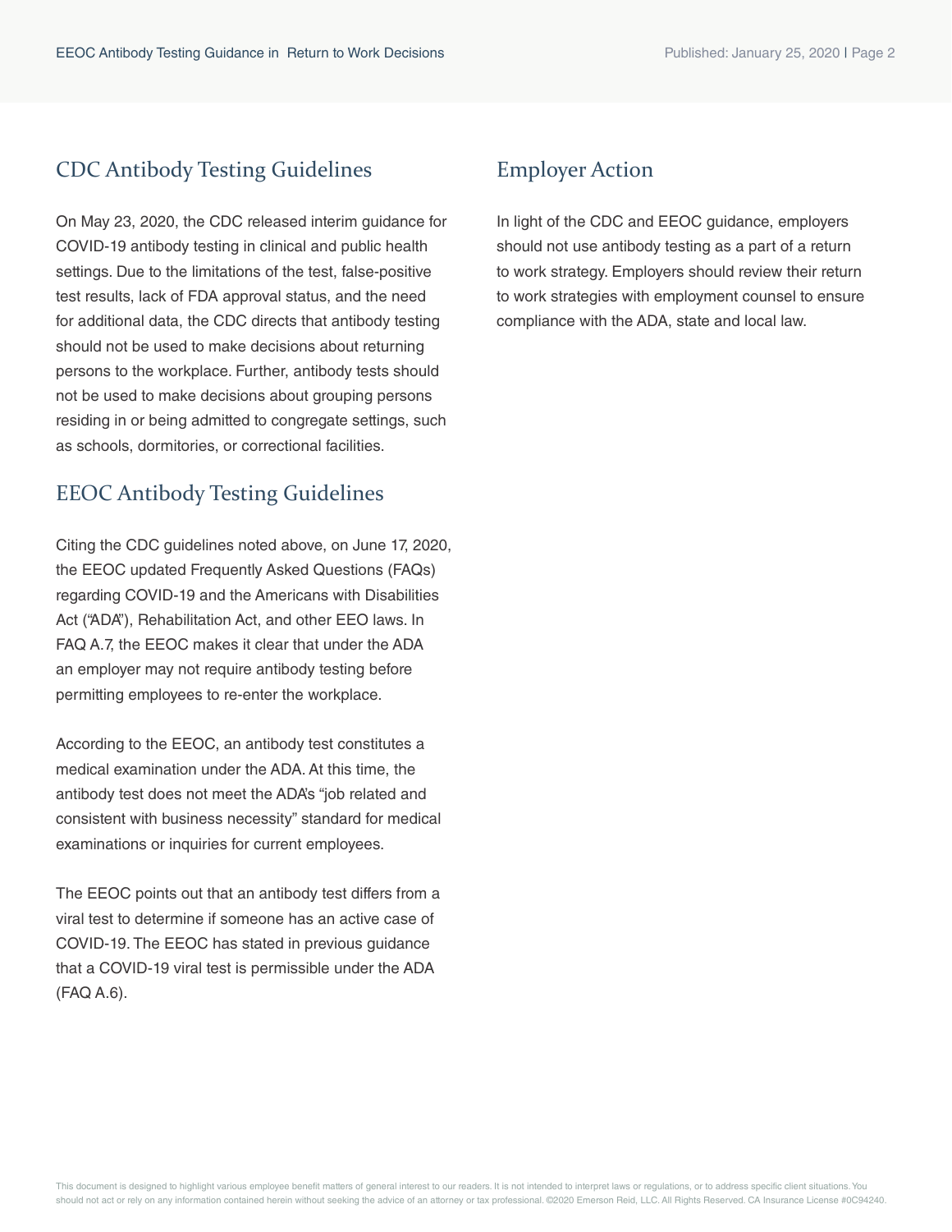## CDC Antibody Testing Guidelines

On May 23, 2020, the CDC released interim guidance for COVID-19 antibody testing in clinical and public health settings. Due to the limitations of the test, false-positive test results, lack of FDA approval status, and the need for additional data, the CDC directs that antibody testing should not be used to make decisions about returning persons to the workplace. Further, antibody tests should not be used to make decisions about grouping persons residing in or being admitted to congregate settings, such as schools, dormitories, or correctional facilities.

## EEOC Antibody Testing Guidelines

Citing the CDC guidelines noted above, on June 17, 2020, the EEOC updated Frequently Asked Questions (FAQs) regarding COVID-19 and the Americans with Disabilities Act ("ADA"), Rehabilitation Act, and other EEO laws. In FAQ A.7, the EEOC makes it clear that under the ADA an employer may not require antibody testing before permitting employees to re-enter the workplace.

According to the EEOC, an antibody test constitutes a medical examination under the ADA. At this time, the antibody test does not meet the ADA's "job related and consistent with business necessity" standard for medical examinations or inquiries for current employees.

The EEOC points out that an antibody test differs from a viral test to determine if someone has an active case of COVID-19. The EEOC has stated in previous guidance that a COVID-19 viral test is permissible under the ADA (FAQ A.6).

## Employer Action

In light of the CDC and EEOC guidance, employers should not use antibody testing as a part of a return to work strategy. Employers should review their return to work strategies with employment counsel to ensure compliance with the ADA, state and local law.

This document is designed to highlight various employee benefit matters of general interest to our readers. It is not intended to interpret laws or regulations, or to address specific client situations. You should not act or rely on any information contained herein without seeking the advice of an attorney or tax professional. ©2020 Emerson Reid, LLC. All Rights Reserved. CA Insurance License #0C94240.